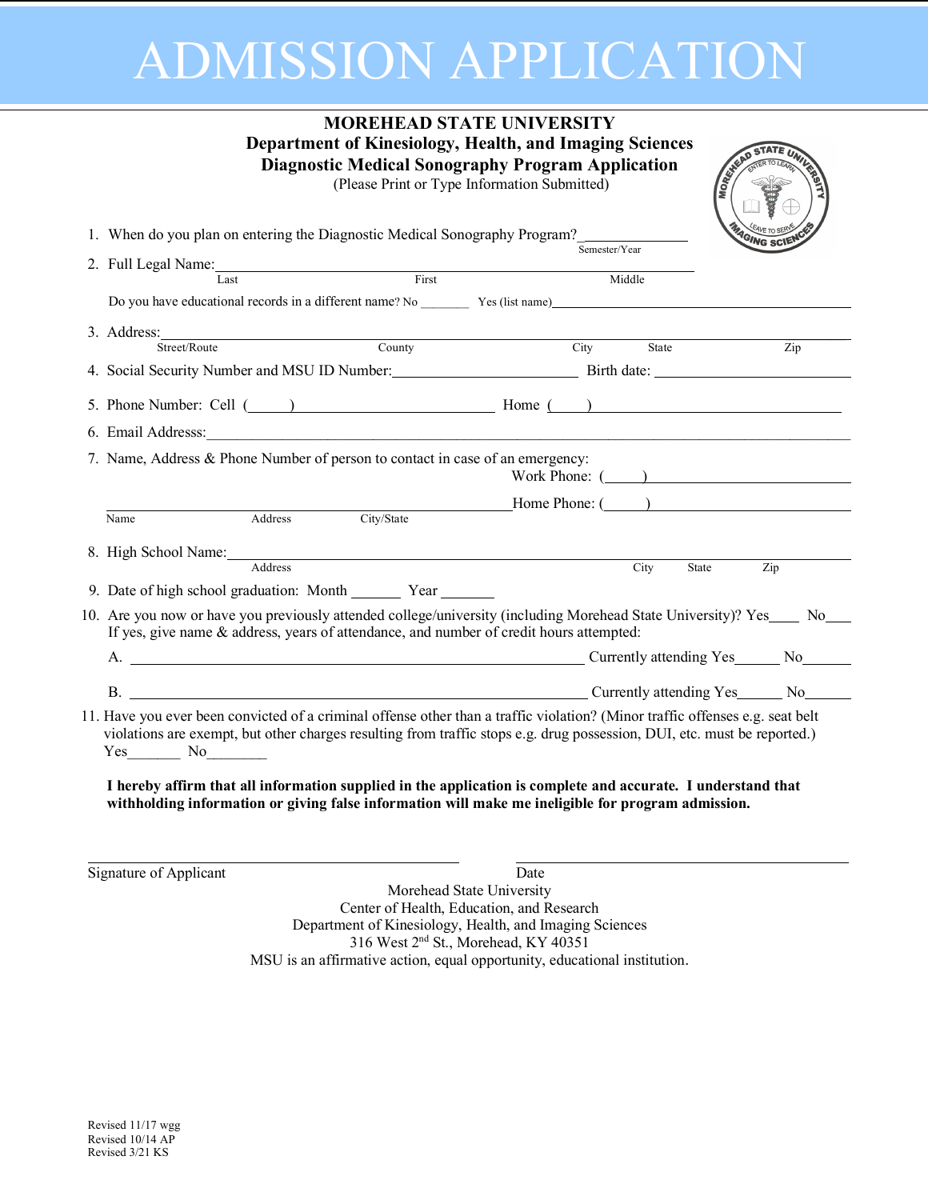# ADMISSION APPLICATION

**MOREHEAD STATE UNIVERSITY**
**Department of Kinesiology, Health, and Imaging Sciences**
**Diagnostic Medical Sonography Program Application**
(Please Print or Type Information Submitted)

1. When do you plan on entering the Diagnostic Medical Sonography Program?\_\_\_\_\_\_\_\_\_\_\_\_\_\_
   Semester/Year

2. Full Legal Name:\_\_\_\_\_\_\_\_\_\_\_\_\_\_\_\_\_\_\_\_\_\_\_\_\_\_\_\_\_\_\_\_\_\_\_\_\_\_\_\_\_\_\_\_\_\_\_\_
   Last First Middle

   Do you have educational records in a different name? No \_\_\_\_\_\_\_ Yes (list name)\_\_\_\_\_\_\_\_\_\_\_\_\_\_\_\_\_\_\_\_\_\_\_\_

3. Address:\_\_\_\_\_\_\_\_\_\_\_\_\_\_\_\_\_\_\_\_\_\_\_\_\_\_\_\_\_\_\_\_\_\_\_\_\_\_\_\_\_\_\_\_\_\_\_\_\_\_\_\_\_\_\_\_
   Street/Route County City State Zip

4. Social Security Number and MSU ID Number:\_\_\_\_\_\_\_\_\_\_\_\_\_\_\_\_\_\_\_\_\_\_\_\_ Birth date: \_\_\_\_\_\_\_\_\_\_\_\_\_\_\_\_\_\_\_\_

5. Phone Number: Cell (\_\_\_\_\_)\_\_\_\_\_\_\_\_\_\_\_\_\_\_\_\_\_\_\_\_\_\_\_\_\_ Home (\_\_\_\_\_)\_\_\_\_\_\_\_\_\_\_\_\_\_\_\_\_\_\_\_\_\_\_\_\_\_

6. Email Addresss:\_\_\_\_\_\_\_\_\_\_\_\_\_\_\_\_\_\_\_\_\_\_\_\_\_\_\_\_\_\_\_\_\_\_\_\_\_\_\_\_\_\_\_\_\_\_\_\_\_\_\_\_\_\_\_\_

7. Name, Address & Phone Number of person to contact in case of an emergency:
   Work Phone: (\_\_\_\_\_)\_\_\_\_\_\_\_\_\_\_\_\_\_\_\_\_\_\_\_\_\_\_\_\_\_
   \_\_\_\_\_\_\_\_\_\_\_\_\_\_\_\_\_\_\_\_\_\_\_\_\_\_\_\_\_\_\_\_\_\_\_\_\_\_\_\_\_\_\_\_\_\_\_\_\_\_Home Phone: (\_\_\_\_\_)\_\_\_\_\_\_\_\_\_\_\_\_\_\_\_\_\_\_\_\_\_\_\_\_\_
   Name Address City/State

8. High School Name:\_\_\_\_\_\_\_\_\_\_\_\_\_\_\_\_\_\_\_\_\_\_\_\_\_\_\_\_\_\_\_\_\_\_\_\_\_\_\_\_\_\_\_\_\_\_\_\_\_\_\_\_\_\_\_\_
   Address City State Zip

9. Date of high school graduation: Month \_\_\_\_\_\_\_ Year \_\_\_\_\_\_\_

10. Are you now or have you previously attended college/university (including Morehead State University)? Yes\_\_\_\_ No\_\_\_\_
    If yes, give name & address, years of attendance, and number of credit hours attempted:

    A. \_\_\_\_\_\_\_\_\_\_\_\_\_\_\_\_\_\_\_\_\_\_\_\_\_\_\_\_\_\_\_\_\_\_\_\_\_\_\_\_\_\_\_\_\_\_\_\_\_\_\_\_\_\_ Currently attending Yes\_\_\_\_\_\_ No\_\_\_\_\_\_

    B. \_\_\_\_\_\_\_\_\_\_\_\_\_\_\_\_\_\_\_\_\_\_\_\_\_\_\_\_\_\_\_\_\_\_\_\_\_\_\_\_\_\_\_\_\_\_\_\_\_\_\_\_\_\_ Currently attending Yes\_\_\_\_\_\_ No\_\_\_\_\_\_

11. Have you ever been convicted of a criminal offense other than a traffic violation? (Minor traffic offenses e.g. seat belt violations are exempt, but other charges resulting from traffic stops e.g. drug possession, DUI, etc. must be reported.)
    Yes\_\_\_\_\_\_\_ No\_\_\_\_\_\_\_\_

**I hereby affirm that all information supplied in the application is complete and accurate. I understand that withholding information or giving false information will make me ineligible for program admission.**

\_\_\_\_\_\_\_\_\_\_\_\_\_\_\_\_\_\_\_\_\_\_\_\_\_\_\_\_\_\_\_\_\_\_\_\_ \_\_\_\_\_\_\_\_\_\_\_\_\_\_\_\_\_\_\_\_\_\_\_\_\_\_\_\_\_\_\_\_\_\_\_\_
Signature of Applicant Date

Morehead State University
Center of Health, Education, and Research
Department of Kinesiology, Health, and Imaging Sciences
316 West 2nd St., Morehead, KY 40351
MSU is an affirmative action, equal opportunity, educational institution.

Revised 11/17 wgg
Revised 10/14 AP
Revised 3/21 KS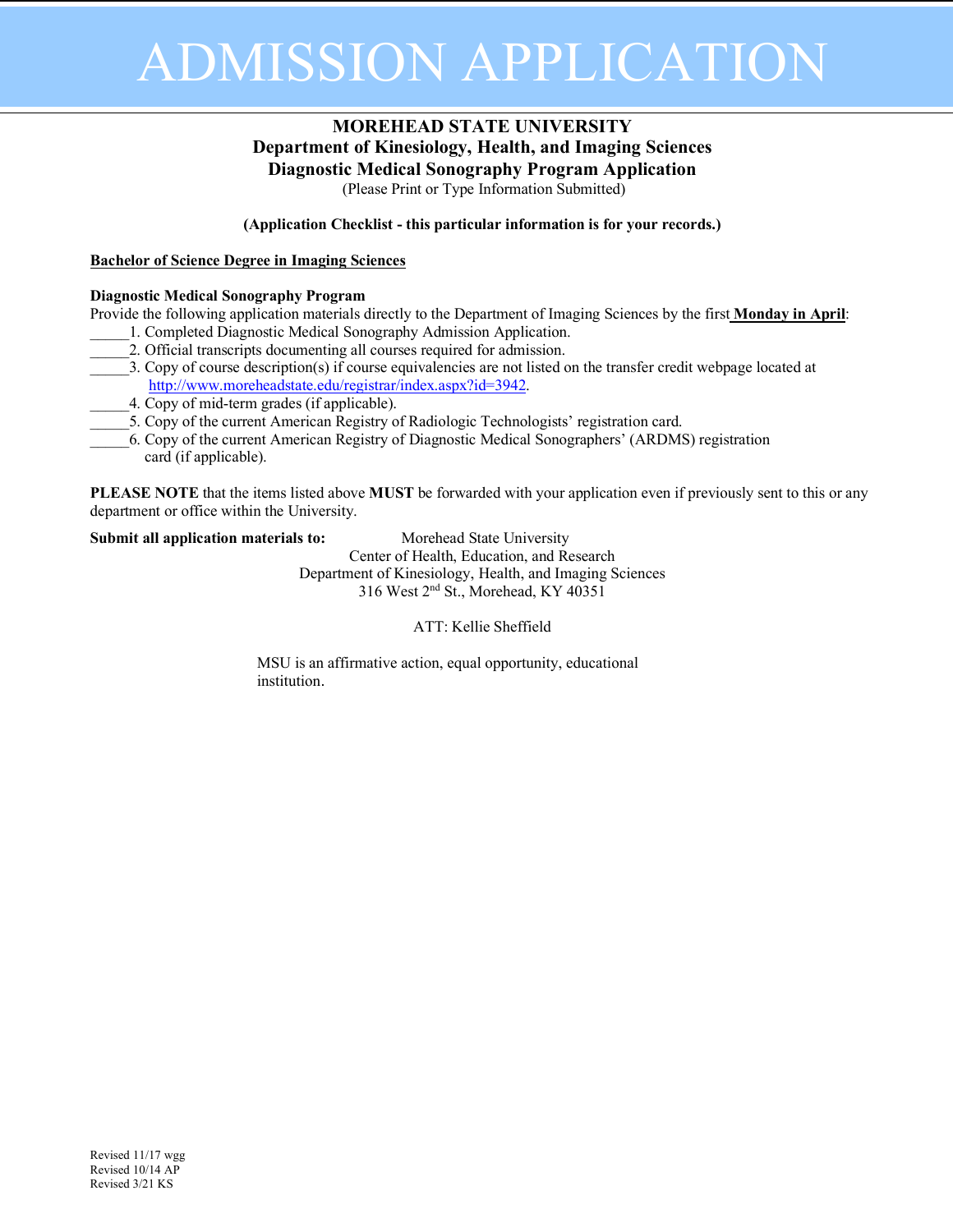# ADMISSION APPLICATION

**MOREHEAD STATE UNIVERSITY**
**Department of Kinesiology, Health, and Imaging Sciences**
**Diagnostic Medical Sonography Program Application**
(Please Print or Type Information Submitted)

**(Application Checklist - this particular information is for your records.)**

**Bachelor of Science Degree in Imaging Sciences**

**Diagnostic Medical Sonography Program**

Provide the following application materials directly to the Department of Imaging Sciences by the first **Monday in April**:

_____1. Completed Diagnostic Medical Sonography Admission Application.
_____2. Official transcripts documenting all courses required for admission.
_____3. Copy of course description(s) if course equivalencies are not listed on the transfer credit webpage located at http://www.moreheadstate.edu/registrar/index.aspx?id=3942.
_____4. Copy of mid-term grades (if applicable).
_____5. Copy of the current American Registry of Radiologic Technologists' registration card.
_____6. Copy of the current American Registry of Diagnostic Medical Sonographers' (ARDMS) registration card (if applicable).

**PLEASE NOTE** that the items listed above **MUST** be forwarded with your application even if previously sent to this or any department or office within the University.

**Submit all application materials to:**

Morehead State University
Center of Health, Education, and Research
Department of Kinesiology, Health, and Imaging Sciences
316 West 2nd St., Morehead, KY 40351

ATT: Kellie Sheffield

MSU is an affirmative action, equal opportunity, educational institution.

Revised 11/17 wgg
Revised 10/14 AP
Revised 3/21 KS